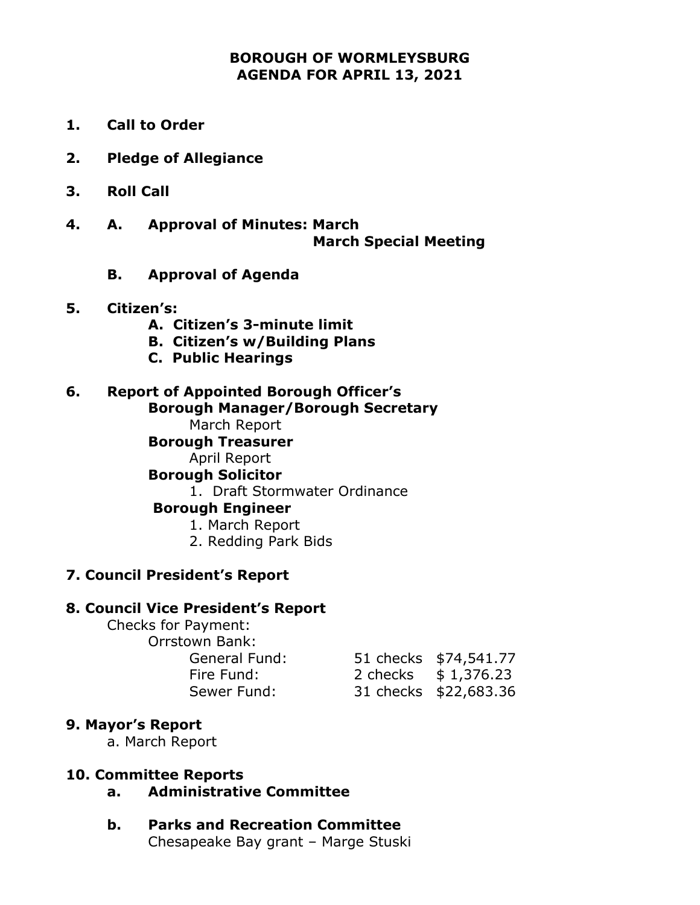# BOROUGH OF WORMLEYSBURG
## AGENDA FOR APRIL 13, 2021

**1. Call to Order**

**2. Pledge of Allegiance**

**3. Roll Call**

**4. A. Approval of Minutes: March**
**March Special Meeting**

**B. Approval of Agenda**

**5. Citizen's:**
- **A. Citizen's 3-minute limit**
- **B. Citizen's w/Building Plans**
- **C. Public Hearings**

**6. Report of Appointed Borough Officer's**

**Borough Manager/Borough Secretary**
March Report

**Borough Treasurer**
April Report

**Borough Solicitor**
1. Draft Stormwater Ordinance

**Borough Engineer**
1. March Report
2. Redding Park Bids

**7. Council President's Report**

**8. Council Vice President's Report**

Checks for Payment:

Orrstown Bank:

| | | |
|---|---|---|
| General Fund: | 51 checks | $74,541.77 |
| Fire Fund: | 2 checks | $ 1,376.23 |
| Sewer Fund: | 31 checks | $22,683.36 |

**9. Mayor's Report**

a. March Report

**10. Committee Reports**

**a. Administrative Committee**

**b. Parks and Recreation Committee**
Chesapeake Bay grant – Marge Stuski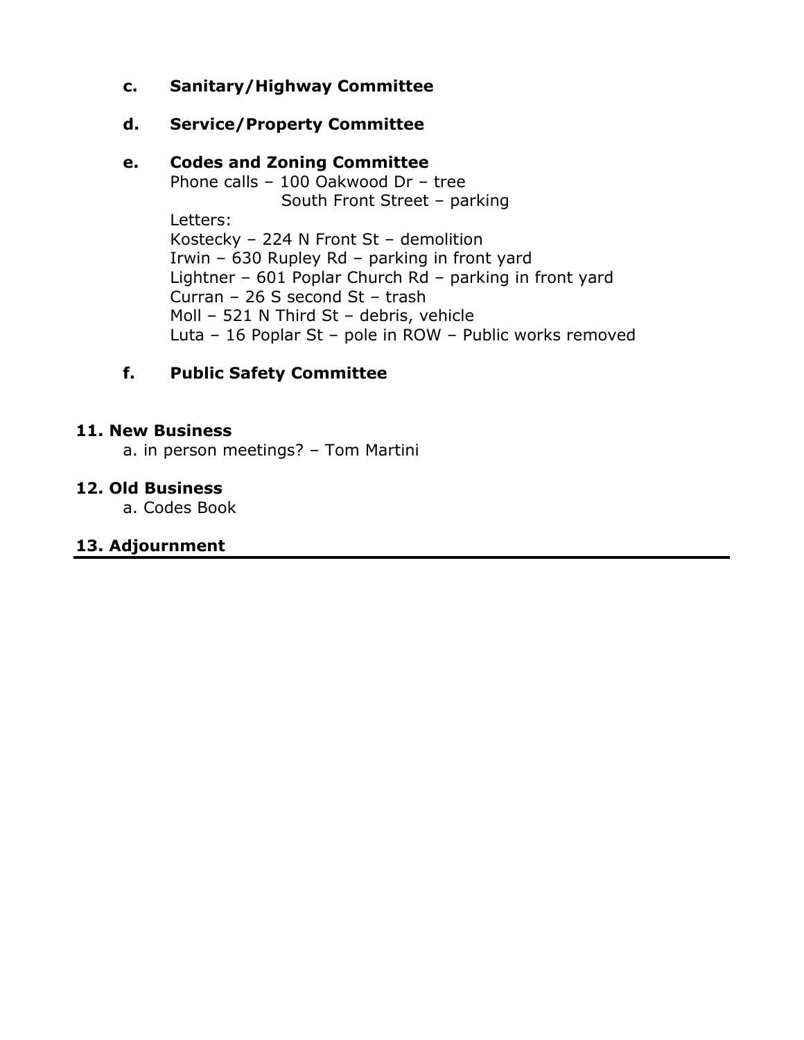**c. Sanitary/Highway Committee**

**d. Service/Property Committee**

**e. Codes and Zoning Committee**

Phone calls – 100 Oakwood Dr – tree
South Front Street – parking

Letters:
Kostecky – 224 N Front St – demolition
Irwin – 630 Rupley Rd – parking in front yard
Lightner – 601 Poplar Church Rd – parking in front yard
Curran – 26 S second St – trash
Moll – 521 N Third St – debris, vehicle
Luta – 16 Poplar St – pole in ROW – Public works removed

**f. Public Safety Committee**

**11. New Business**

a. in person meetings? – Tom Martini

**12. Old Business**

a. Codes Book

**13. Adjournment**